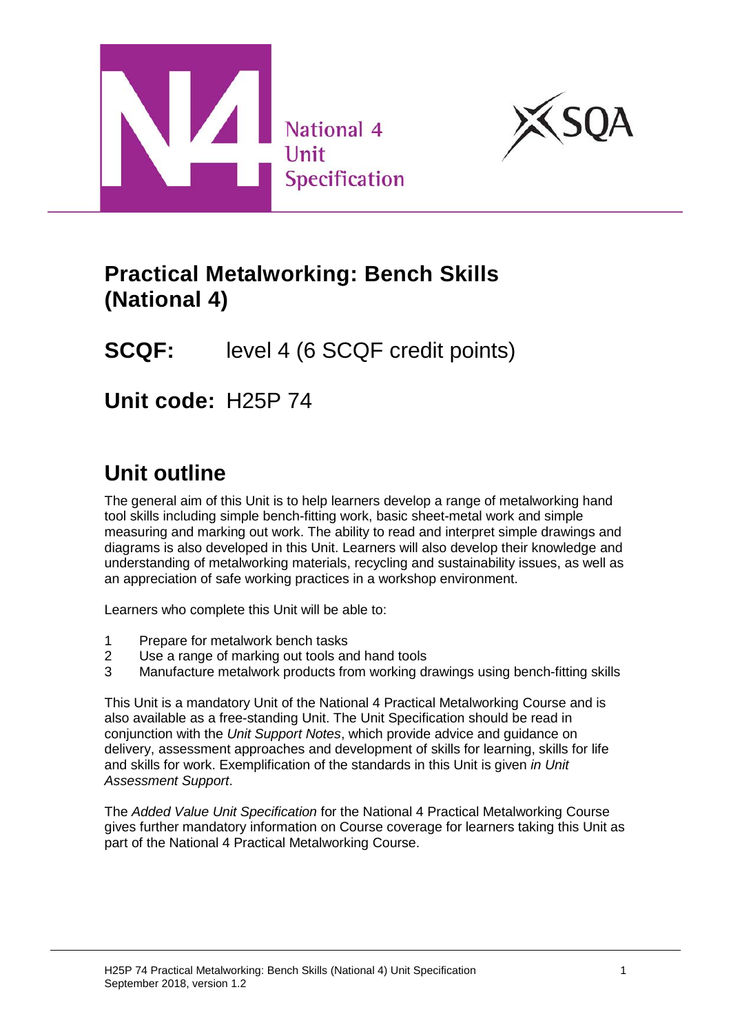National 4
Unit
Specification

# Practical Metalworking: Bench Skills (National 4)

## SCQF: level 4 (6 SCQF credit points)

## Unit code: H25P 74

## Unit outline

The general aim of this Unit is to help learners develop a range of metalworking hand tool skills including simple bench-fitting work, basic sheet-metal work and simple measuring and marking out work. The ability to read and interpret simple drawings and diagrams is also developed in this Unit. Learners will also develop their knowledge and understanding of metalworking materials, recycling and sustainability issues, as well as an appreciation of safe working practices in a workshop environment.

Learners who complete this Unit will be able to:

1. Prepare for metalwork bench tasks
2. Use a range of marking out tools and hand tools
3. Manufacture metalwork products from working drawings using bench-fitting skills

This Unit is a mandatory Unit of the National 4 Practical Metalworking Course and is also available as a free-standing Unit. The Unit Specification should be read in conjunction with the *Unit Support Notes*, which provide advice and guidance on delivery, assessment approaches and development of skills for learning, skills for life and skills for work. Exemplification of the standards in this Unit is given *in Unit Assessment Support*.

The *Added Value Unit Specification* for the National 4 Practical Metalworking Course gives further mandatory information on Course coverage for learners taking this Unit as part of the National 4 Practical Metalworking Course.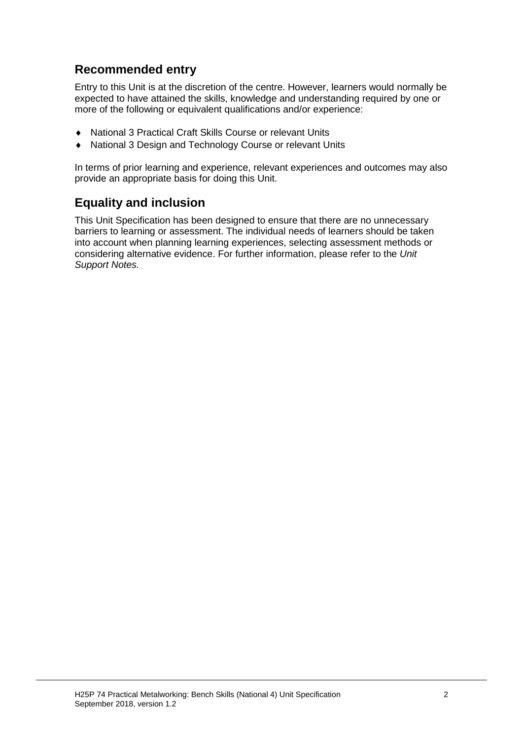## Recommended entry

Entry to this Unit is at the discretion of the centre. However, learners would normally be expected to have attained the skills, knowledge and understanding required by one or more of the following or equivalent qualifications and/or experience:

- National 3 Practical Craft Skills Course or relevant Units
- National 3 Design and Technology Course or relevant Units

In terms of prior learning and experience, relevant experiences and outcomes may also provide an appropriate basis for doing this Unit.

## Equality and inclusion

This Unit Specification has been designed to ensure that there are no unnecessary barriers to learning or assessment. The individual needs of learners should be taken into account when planning learning experiences, selecting assessment methods or considering alternative evidence. For further information, please refer to the *Unit Support Notes.*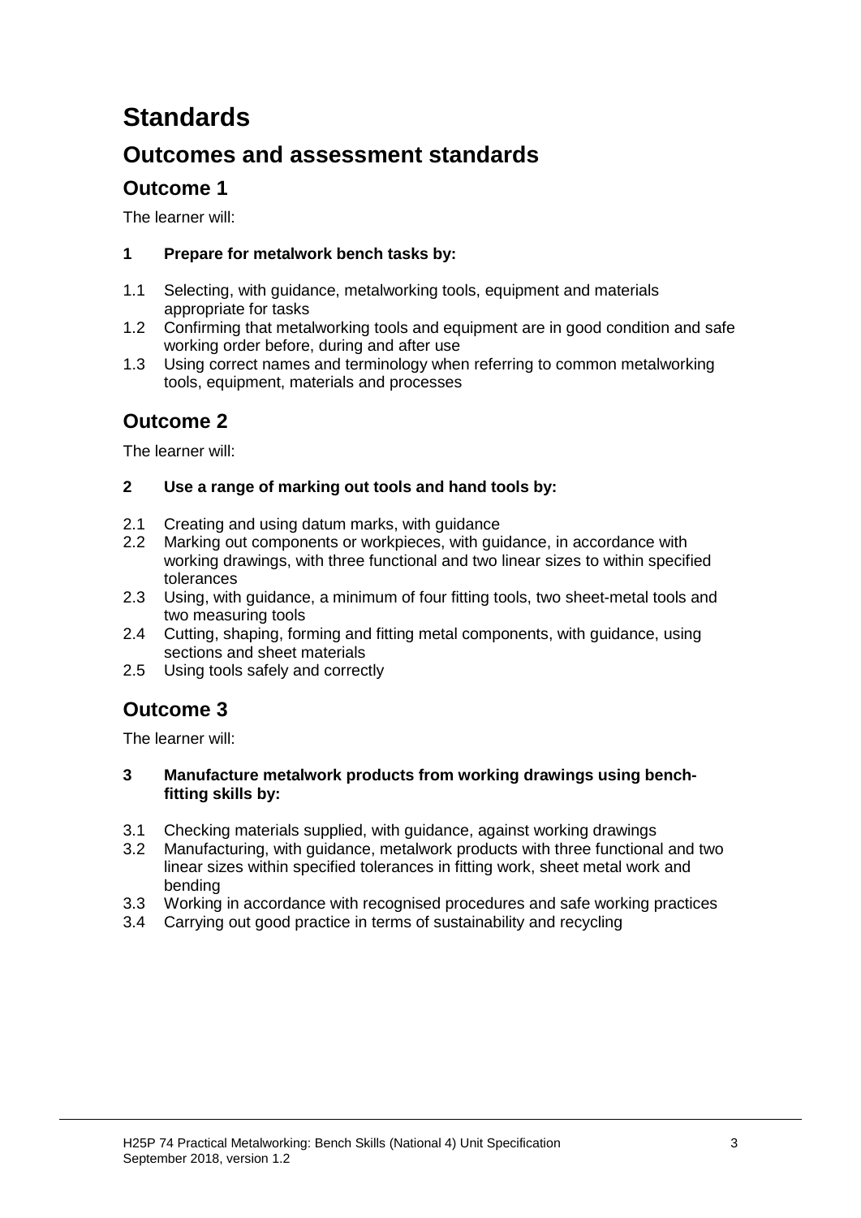# Standards

## Outcomes and assessment standards

### Outcome 1

The learner will:

**1 Prepare for metalwork bench tasks by:**

1.1 Selecting, with guidance, metalworking tools, equipment and materials appropriate for tasks
1.2 Confirming that metalworking tools and equipment are in good condition and safe working order before, during and after use
1.3 Using correct names and terminology when referring to common metalworking tools, equipment, materials and processes

### Outcome 2

The learner will:

**2 Use a range of marking out tools and hand tools by:**

2.1 Creating and using datum marks, with guidance
2.2 Marking out components or workpieces, with guidance, in accordance with working drawings, with three functional and two linear sizes to within specified tolerances
2.3 Using, with guidance, a minimum of four fitting tools, two sheet-metal tools and two measuring tools
2.4 Cutting, shaping, forming and fitting metal components, with guidance, using sections and sheet materials
2.5 Using tools safely and correctly

### Outcome 3

The learner will:

**3 Manufacture metalwork products from working drawings using bench-fitting skills by:**

3.1 Checking materials supplied, with guidance, against working drawings
3.2 Manufacturing, with guidance, metalwork products with three functional and two linear sizes within specified tolerances in fitting work, sheet metal work and bending
3.3 Working in accordance with recognised procedures and safe working practices
3.4 Carrying out good practice in terms of sustainability and recycling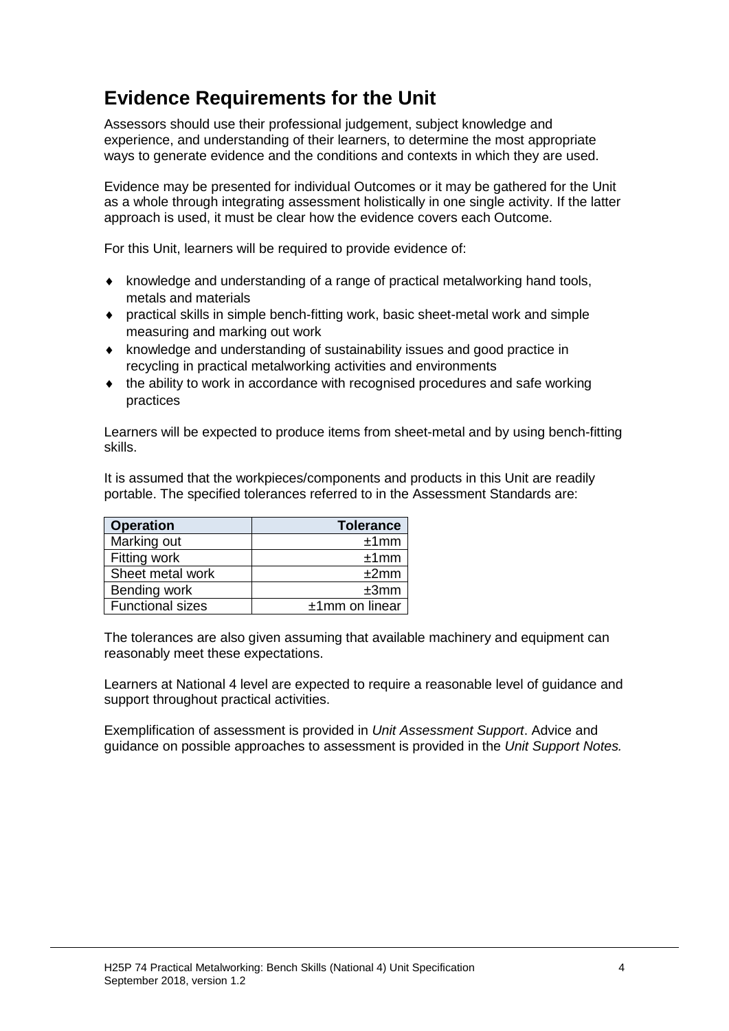## Evidence Requirements for the Unit

Assessors should use their professional judgement, subject knowledge and experience, and understanding of their learners, to determine the most appropriate ways to generate evidence and the conditions and contexts in which they are used.

Evidence may be presented for individual Outcomes or it may be gathered for the Unit as a whole through integrating assessment holistically in one single activity. If the latter approach is used, it must be clear how the evidence covers each Outcome.

For this Unit, learners will be required to provide evidence of:

- knowledge and understanding of a range of practical metalworking hand tools, metals and materials
- practical skills in simple bench-fitting work, basic sheet-metal work and simple measuring and marking out work
- knowledge and understanding of sustainability issues and good practice in recycling in practical metalworking activities and environments
- the ability to work in accordance with recognised procedures and safe working practices

Learners will be expected to produce items from sheet-metal and by using bench-fitting skills.

It is assumed that the workpieces/components and products in this Unit are readily portable. The specified tolerances referred to in the Assessment Standards are:

| Operation | Tolerance |
|---|---:|
| Marking out | ±1mm |
| Fitting work | ±1mm |
| Sheet metal work | ±2mm |
| Bending work | ±3mm |
| Functional sizes | ±1mm on linear |

The tolerances are also given assuming that available machinery and equipment can reasonably meet these expectations.

Learners at National 4 level are expected to require a reasonable level of guidance and support throughout practical activities.

Exemplification of assessment is provided in *Unit Assessment Support*. Advice and guidance on possible approaches to assessment is provided in the *Unit Support Notes.*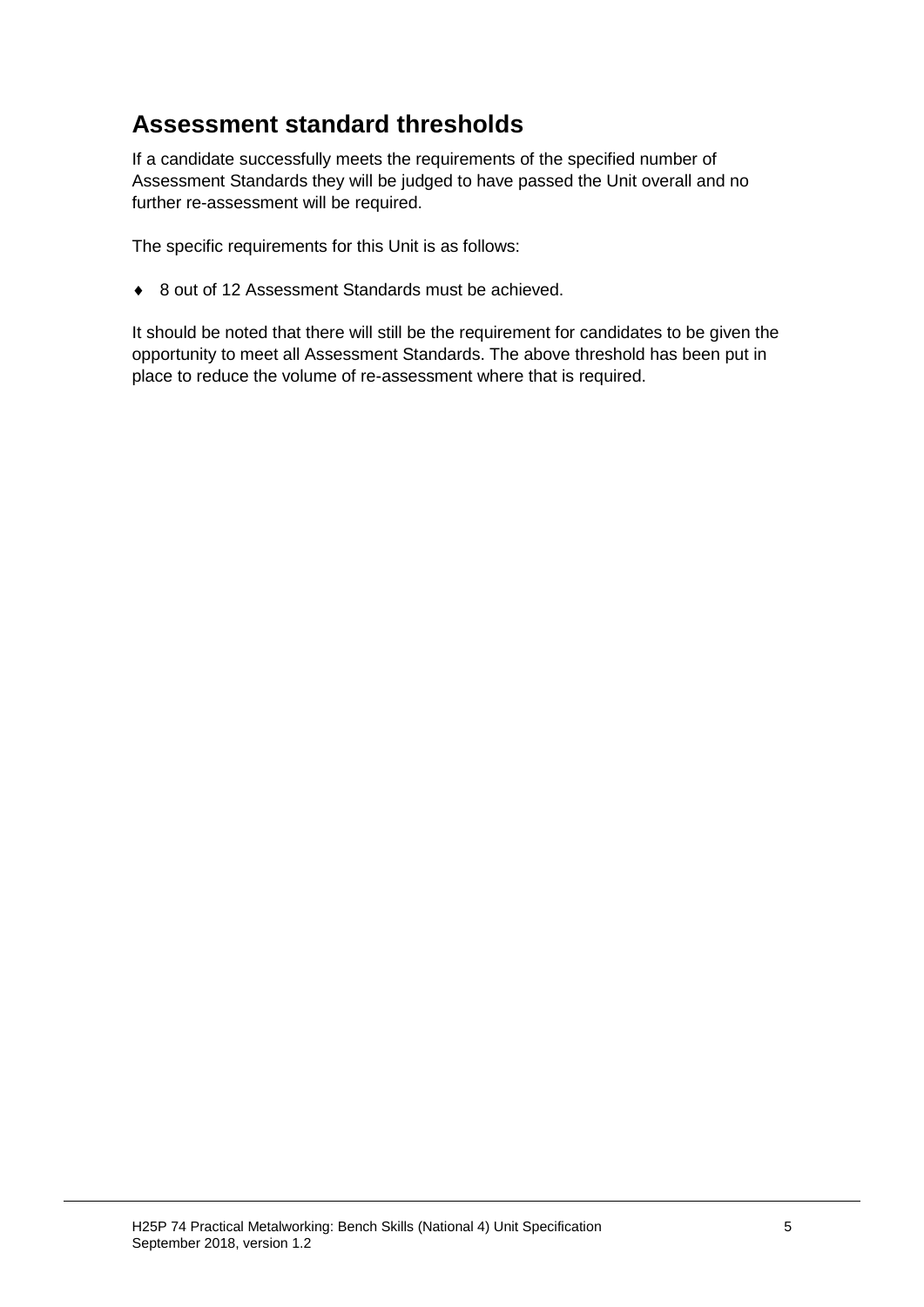## Assessment standard thresholds

If a candidate successfully meets the requirements of the specified number of Assessment Standards they will be judged to have passed the Unit overall and no further re-assessment will be required.

The specific requirements for this Unit is as follows:

- 8 out of 12 Assessment Standards must be achieved.

It should be noted that there will still be the requirement for candidates to be given the opportunity to meet all Assessment Standards. The above threshold has been put in place to reduce the volume of re-assessment where that is required.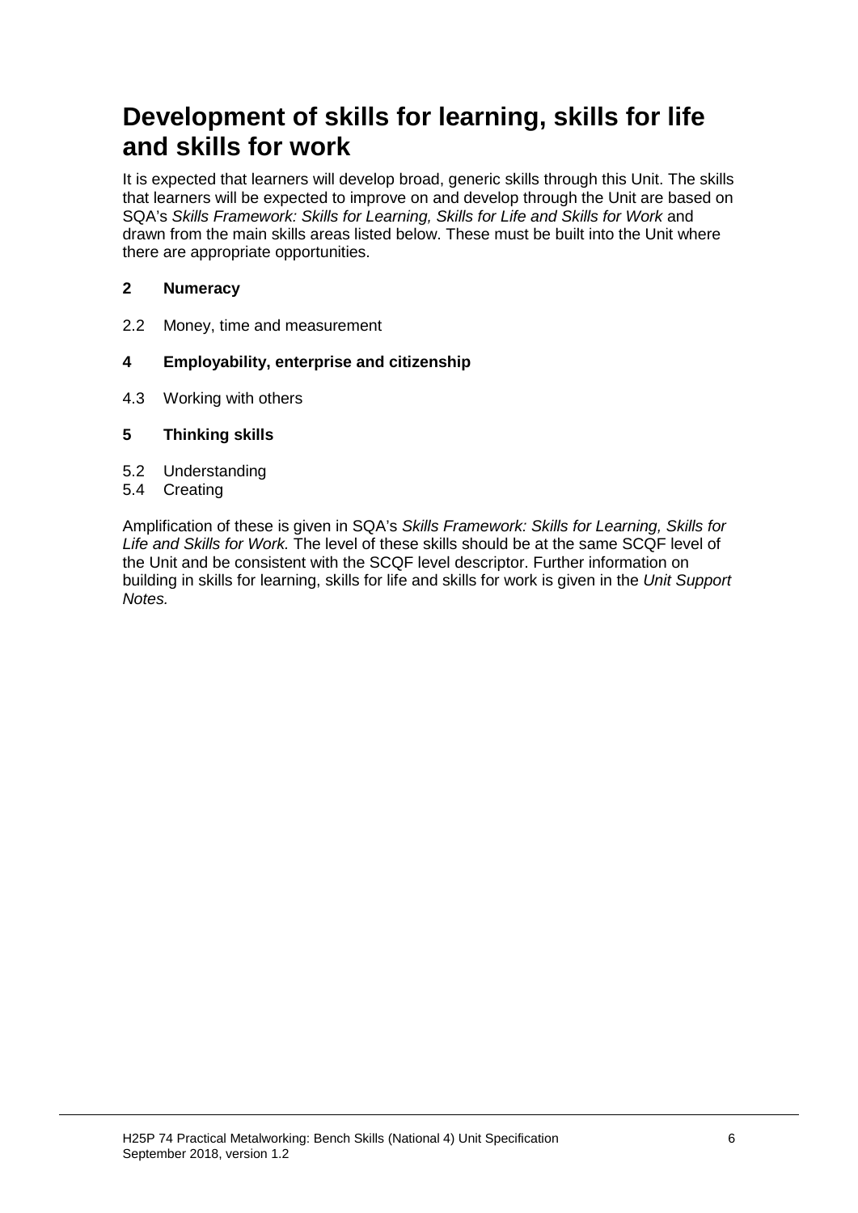# Development of skills for learning, skills for life and skills for work

It is expected that learners will develop broad, generic skills through this Unit. The skills that learners will be expected to improve on and develop through the Unit are based on SQA's *Skills Framework: Skills for Learning, Skills for Life and Skills for Work* and drawn from the main skills areas listed below. These must be built into the Unit where there are appropriate opportunities.

**2 Numeracy**

2.2 Money, time and measurement

**4 Employability, enterprise and citizenship**

4.3 Working with others

**5 Thinking skills**

5.2 Understanding
5.4 Creating

Amplification of these is given in SQA's *Skills Framework: Skills for Learning, Skills for Life and Skills for Work.* The level of these skills should be at the same SCQF level of the Unit and be consistent with the SCQF level descriptor. Further information on building in skills for learning, skills for life and skills for work is given in the *Unit Support Notes.*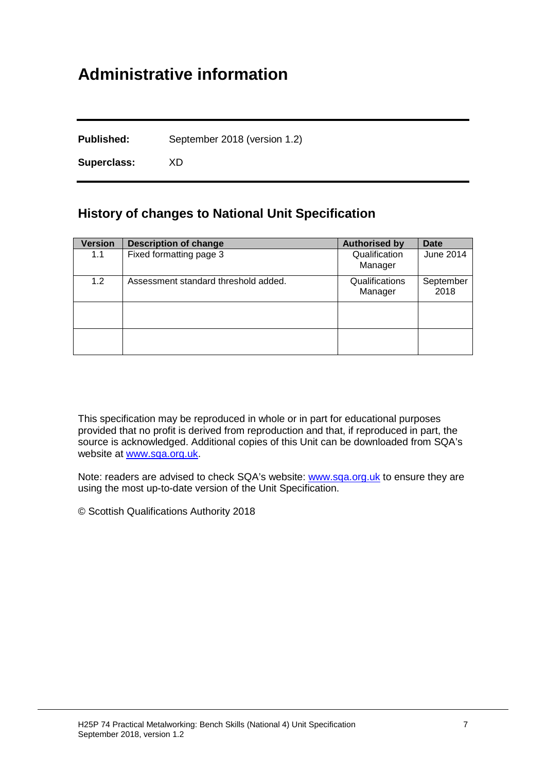# Administrative information

**Published:** September 2018 (version 1.2)

**Superclass:** XD

## History of changes to National Unit Specification

| Version | Description of change | Authorised by | Date |
| --- | --- | --- | --- |
| 1.1 | Fixed formatting page 3 | Qualification Manager | June 2014 |
| 1.2 | Assessment standard threshold added. | Qualifications Manager | September 2018 |
| | | | |
| | | | |

This specification may be reproduced in whole or in part for educational purposes provided that no profit is derived from reproduction and that, if reproduced in part, the source is acknowledged. Additional copies of this Unit can be downloaded from SQA's website at www.sqa.org.uk.

Note: readers are advised to check SQA's website: www.sqa.org.uk to ensure they are using the most up-to-date version of the Unit Specification.

© Scottish Qualifications Authority 2018